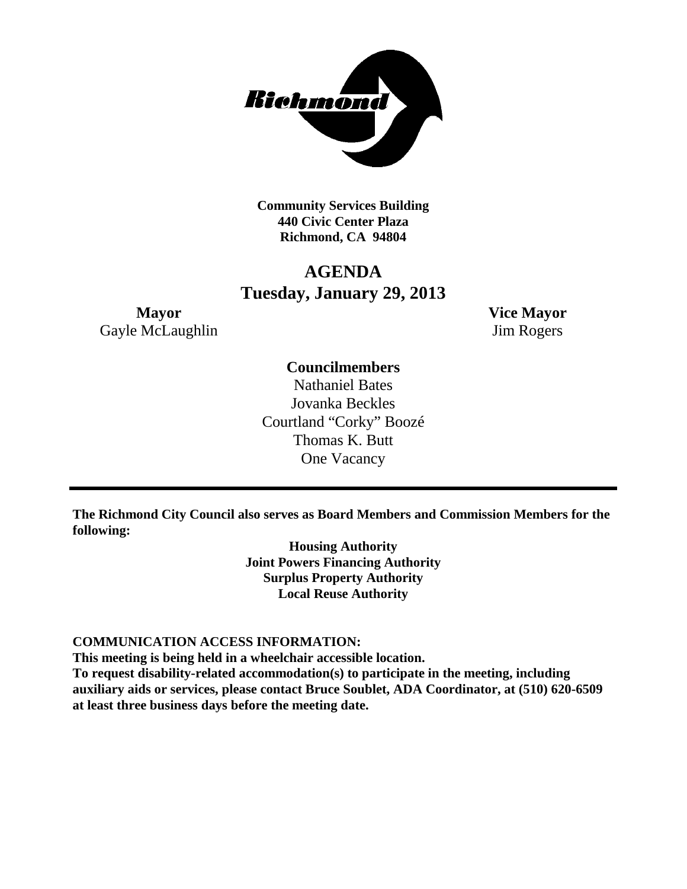**Community Services Building**
**440 Civic Center Plaza**
**Richmond, CA 94804**

# AGENDA

## Tuesday, January 29, 2013

**Mayor**
Gayle McLaughlin

**Vice Mayor**
Jim Rogers

**Councilmembers**
Nathaniel Bates
Jovanka Beckles
Courtland "Corky" Boozé
Thomas K. Butt
One Vacancy

---

**The Richmond City Council also serves as Board Members and Commission Members for the following:**

**Housing Authority**
**Joint Powers Financing Authority**
**Surplus Property Authority**
**Local Reuse Authority**

**COMMUNICATION ACCESS INFORMATION:**
**This meeting is being held in a wheelchair accessible location.**
**To request disability-related accommodation(s) to participate in the meeting, including auxiliary aids or services, please contact Bruce Soublet, ADA Coordinator, at (510) 620-6509 at least three business days before the meeting date.**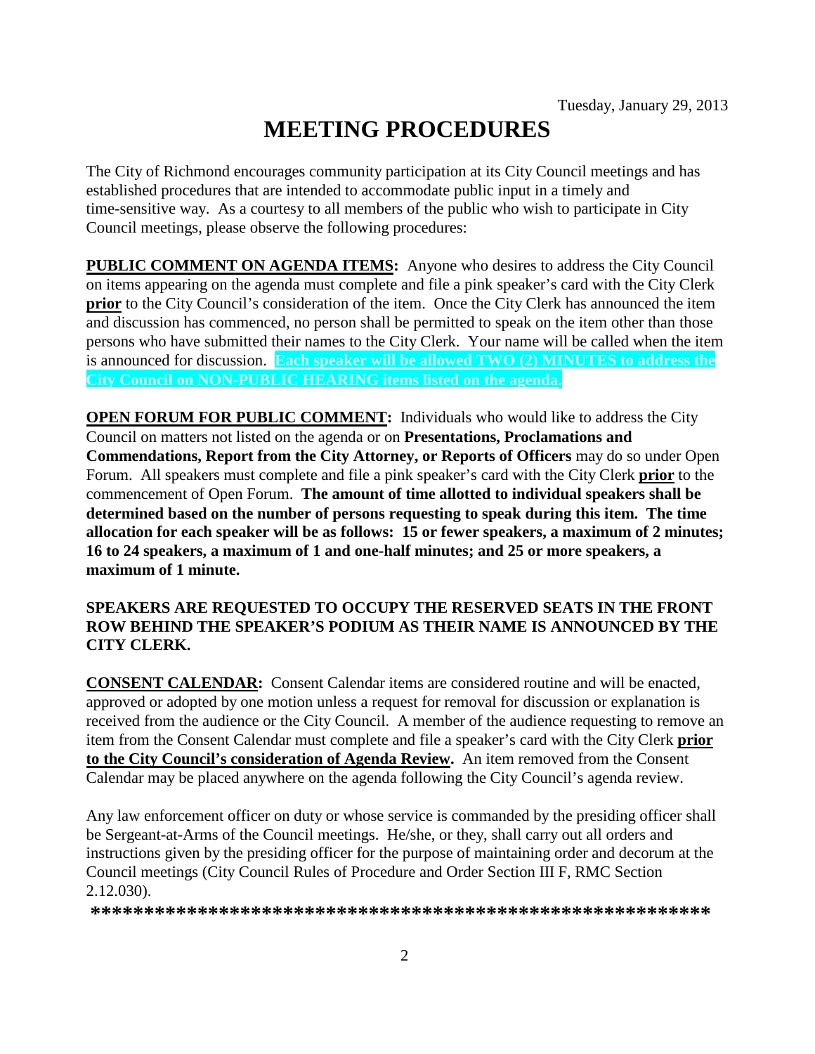Tuesday, January 29, 2013

# MEETING PROCEDURES

The City of Richmond encourages community participation at its City Council meetings and has established procedures that are intended to accommodate public input in a timely and time-sensitive way. As a courtesy to all members of the public who wish to participate in City Council meetings, please observe the following procedures:

**PUBLIC COMMENT ON AGENDA ITEMS:** Anyone who desires to address the City Council on items appearing on the agenda must complete and file a pink speaker's card with the City Clerk **prior** to the City Council's consideration of the item. Once the City Clerk has announced the item and discussion has commenced, no person shall be permitted to speak on the item other than those persons who have submitted their names to the City Clerk. Your name will be called when the item is announced for discussion. **Each speaker will be allowed TWO (2) MINUTES to address the City Council on NON-PUBLIC HEARING items listed on the agenda.**

**OPEN FORUM FOR PUBLIC COMMENT:** Individuals who would like to address the City Council on matters not listed on the agenda or on **Presentations, Proclamations and Commendations, Report from the City Attorney, or Reports of Officers** may do so under Open Forum. All speakers must complete and file a pink speaker's card with the City Clerk **prior** to the commencement of Open Forum. **The amount of time allotted to individual speakers shall be determined based on the number of persons requesting to speak during this item. The time allocation for each speaker will be as follows: 15 or fewer speakers, a maximum of 2 minutes; 16 to 24 speakers, a maximum of 1 and one-half minutes; and 25 or more speakers, a maximum of 1 minute.**

**SPEAKERS ARE REQUESTED TO OCCUPY THE RESERVED SEATS IN THE FRONT ROW BEHIND THE SPEAKER'S PODIUM AS THEIR NAME IS ANNOUNCED BY THE CITY CLERK.**

**CONSENT CALENDAR:** Consent Calendar items are considered routine and will be enacted, approved or adopted by one motion unless a request for removal for discussion or explanation is received from the audience or the City Council. A member of the audience requesting to remove an item from the Consent Calendar must complete and file a speaker's card with the City Clerk **prior to the City Council's consideration of Agenda Review.** An item removed from the Consent Calendar may be placed anywhere on the agenda following the City Council's agenda review.

Any law enforcement officer on duty or whose service is commanded by the presiding officer shall be Sergeant-at-Arms of the Council meetings. He/she, or they, shall carry out all orders and instructions given by the presiding officer for the purpose of maintaining order and decorum at the Council meetings (City Council Rules of Procedure and Order Section III F, RMC Section 2.12.030).

**\*\*\*\*\*\*\*\*\*\*\*\*\*\*\*\*\*\*\*\*\*\*\*\*\*\*\*\*\*\*\*\*\*\*\*\*\*\*\*\*\*\*\*\*\*\*\*\*\*\*\*\*\*\*\*\*\*\*\*\*\*\***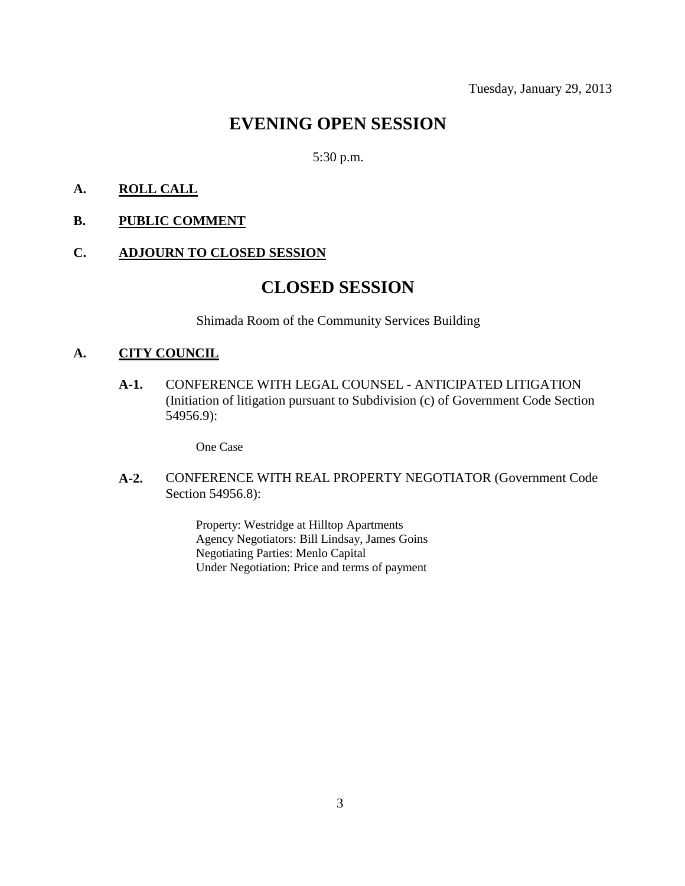Tuesday, January 29, 2013

# EVENING OPEN SESSION

5:30 p.m.

**A. ROLL CALL**

**B. PUBLIC COMMENT**

**C. ADJOURN TO CLOSED SESSION**

# CLOSED SESSION

Shimada Room of the Community Services Building

**A. CITY COUNCIL**

**A-1.** CONFERENCE WITH LEGAL COUNSEL - ANTICIPATED LITIGATION (Initiation of litigation pursuant to Subdivision (c) of Government Code Section 54956.9):

One Case

**A-2.** CONFERENCE WITH REAL PROPERTY NEGOTIATOR (Government Code Section 54956.8):

Property: Westridge at Hilltop Apartments
Agency Negotiators: Bill Lindsay, James Goins
Negotiating Parties: Menlo Capital
Under Negotiation: Price and terms of payment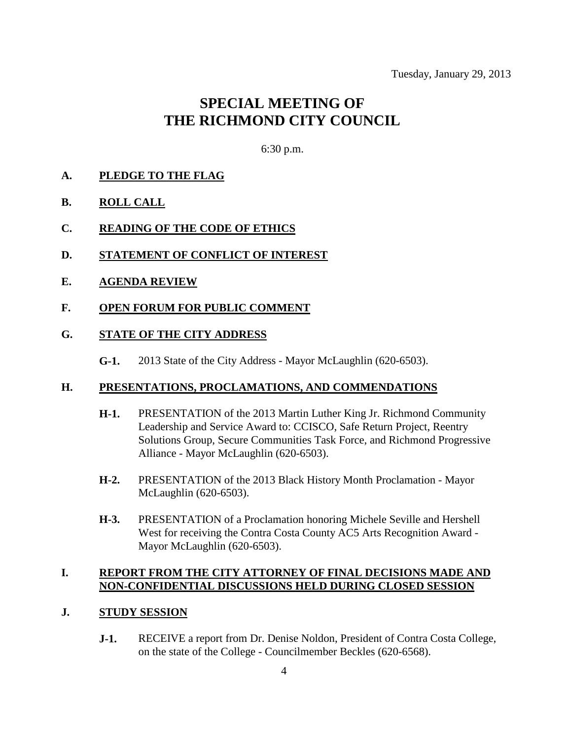Tuesday, January 29, 2013

# SPECIAL MEETING OF THE RICHMOND CITY COUNCIL

6:30 p.m.

**A. PLEDGE TO THE FLAG**

**B. ROLL CALL**

**C. READING OF THE CODE OF ETHICS**

**D. STATEMENT OF CONFLICT OF INTEREST**

**E. AGENDA REVIEW**

**F. OPEN FORUM FOR PUBLIC COMMENT**

**G. STATE OF THE CITY ADDRESS**

**G-1.** 2013 State of the City Address - Mayor McLaughlin (620-6503).

**H. PRESENTATIONS, PROCLAMATIONS, AND COMMENDATIONS**

**H-1.** PRESENTATION of the 2013 Martin Luther King Jr. Richmond Community Leadership and Service Award to: CCISCO, Safe Return Project, Reentry Solutions Group, Secure Communities Task Force, and Richmond Progressive Alliance - Mayor McLaughlin (620-6503).

**H-2.** PRESENTATION of the 2013 Black History Month Proclamation - Mayor McLaughlin (620-6503).

**H-3.** PRESENTATION of a Proclamation honoring Michele Seville and Hershell West for receiving the Contra Costa County AC5 Arts Recognition Award - Mayor McLaughlin (620-6503).

**I. REPORT FROM THE CITY ATTORNEY OF FINAL DECISIONS MADE AND NON-CONFIDENTIAL DISCUSSIONS HELD DURING CLOSED SESSION**

**J. STUDY SESSION**

**J-1.** RECEIVE a report from Dr. Denise Noldon, President of Contra Costa College, on the state of the College - Councilmember Beckles (620-6568).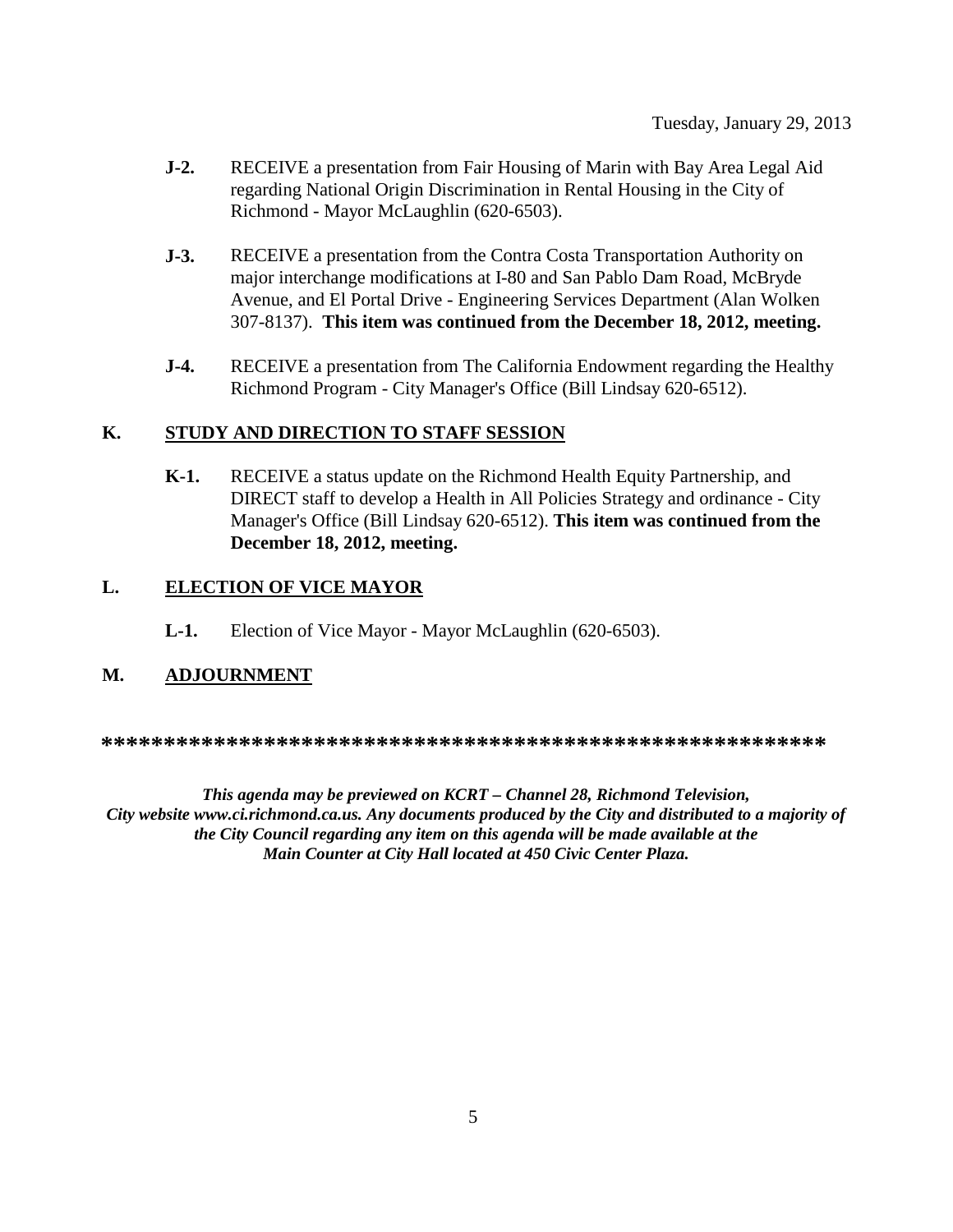Tuesday, January 29, 2013

**J-2.** RECEIVE a presentation from Fair Housing of Marin with Bay Area Legal Aid regarding National Origin Discrimination in Rental Housing in the City of Richmond - Mayor McLaughlin (620-6503).

**J-3.** RECEIVE a presentation from the Contra Costa Transportation Authority on major interchange modifications at I-80 and San Pablo Dam Road, McBryde Avenue, and El Portal Drive - Engineering Services Department (Alan Wolken 307-8137). **This item was continued from the December 18, 2012, meeting.**

**J-4.** RECEIVE a presentation from The California Endowment regarding the Healthy Richmond Program - City Manager's Office (Bill Lindsay 620-6512).

## K. STUDY AND DIRECTION TO STAFF SESSION

**K-1.** RECEIVE a status update on the Richmond Health Equity Partnership, and DIRECT staff to develop a Health in All Policies Strategy and ordinance - City Manager's Office (Bill Lindsay 620-6512). **This item was continued from the December 18, 2012, meeting.**

## L. ELECTION OF VICE MAYOR

**L-1.** Election of Vice Mayor - Mayor McLaughlin (620-6503).

## M. ADJOURNMENT

*************************************************************

***This agenda may be previewed on KCRT – Channel 28, Richmond Television, City website www.ci.richmond.ca.us. Any documents produced by the City and distributed to a majority of the City Council regarding any item on this agenda will be made available at the Main Counter at City Hall located at 450 Civic Center Plaza.***